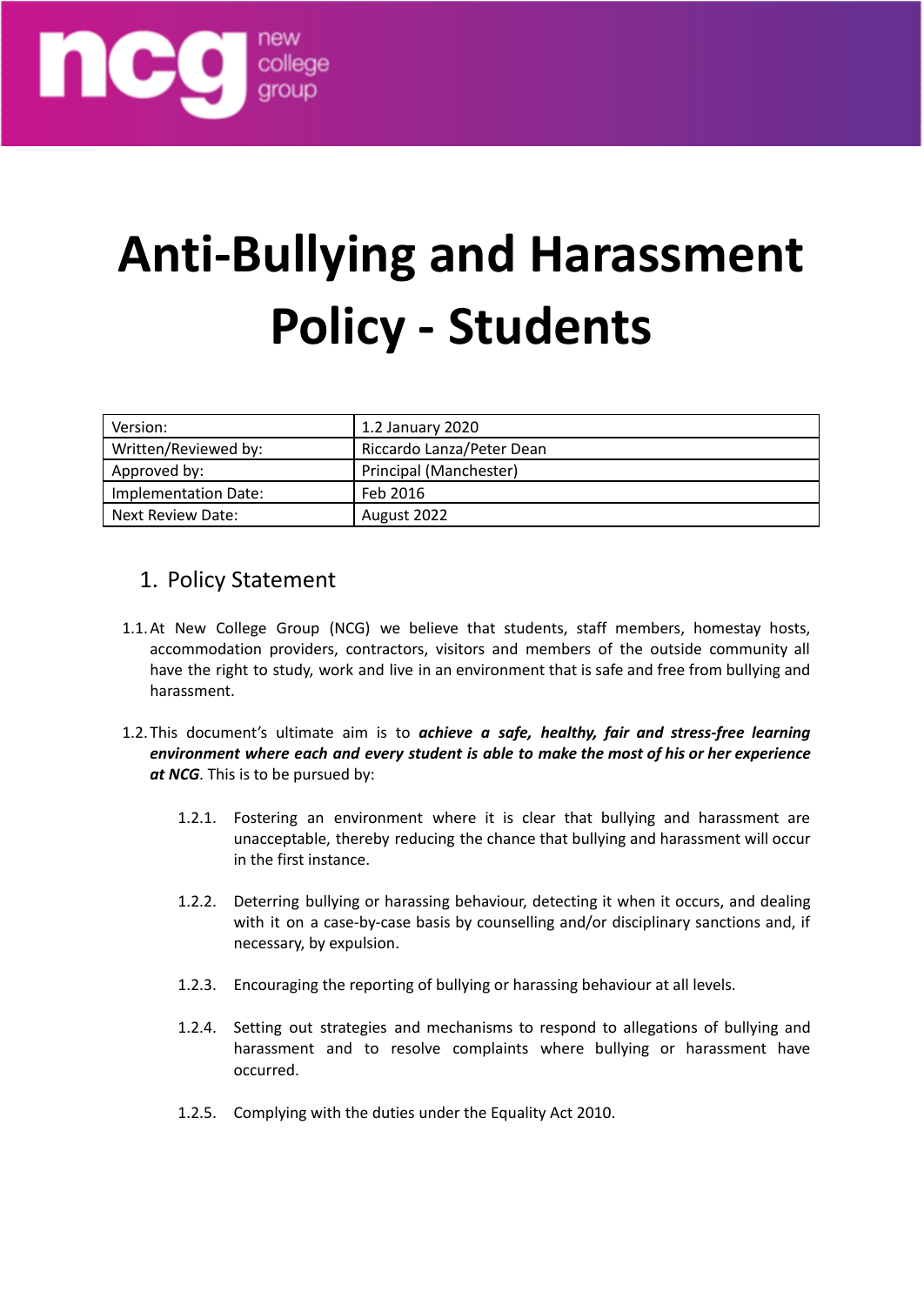# Anti-Bullying and Harassment Policy - Students

| Version: | 1.2 January 2020 |
|---|---|
| Written/Reviewed by: | Riccardo Lanza/Peter Dean |
| Approved by: | Principal (Manchester) |
| Implementation Date: | Feb 2016 |
| Next Review Date: | August 2022 |

## 1. Policy Statement

1.1. At New College Group (NCG) we believe that students, staff members, homestay hosts, accommodation providers, contractors, visitors and members of the outside community all have the right to study, work and live in an environment that is safe and free from bullying and harassment.

1.2. This document's ultimate aim is to ***achieve a safe, healthy, fair and stress-free learning environment where each and every student is able to make the most of his or her experience at NCG***. This is to be pursued by:

1.2.1. Fostering an environment where it is clear that bullying and harassment are unacceptable, thereby reducing the chance that bullying and harassment will occur in the first instance.

1.2.2. Deterring bullying or harassing behaviour, detecting it when it occurs, and dealing with it on a case-by-case basis by counselling and/or disciplinary sanctions and, if necessary, by expulsion.

1.2.3. Encouraging the reporting of bullying or harassing behaviour at all levels.

1.2.4. Setting out strategies and mechanisms to respond to allegations of bullying and harassment and to resolve complaints where bullying or harassment have occurred.

1.2.5. Complying with the duties under the Equality Act 2010.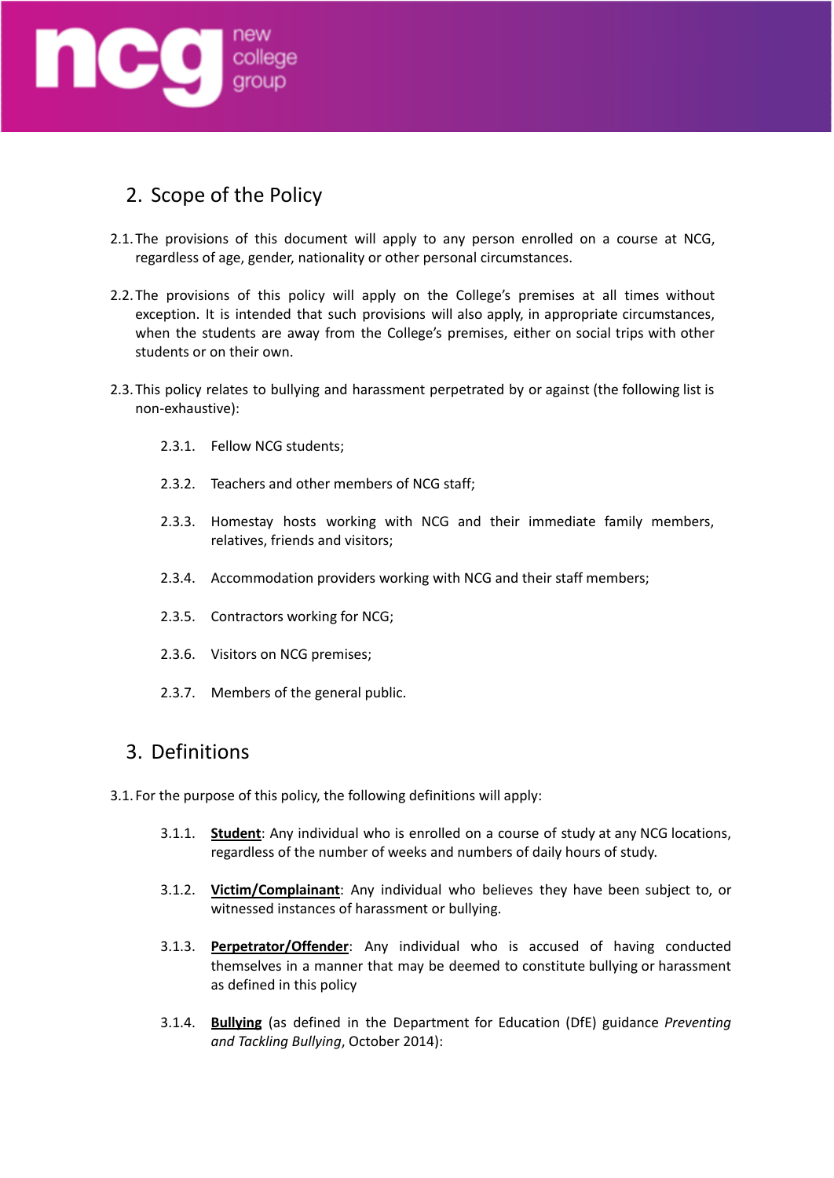## 2. Scope of the Policy

2.1. The provisions of this document will apply to any person enrolled on a course at NCG, regardless of age, gender, nationality or other personal circumstances.

2.2. The provisions of this policy will apply on the College's premises at all times without exception. It is intended that such provisions will also apply, in appropriate circumstances, when the students are away from the College's premises, either on social trips with other students or on their own.

2.3. This policy relates to bullying and harassment perpetrated by or against (the following list is non-exhaustive):

- 2.3.1. Fellow NCG students;
- 2.3.2. Teachers and other members of NCG staff;
- 2.3.3. Homestay hosts working with NCG and their immediate family members, relatives, friends and visitors;
- 2.3.4. Accommodation providers working with NCG and their staff members;
- 2.3.5. Contractors working for NCG;
- 2.3.6. Visitors on NCG premises;
- 2.3.7. Members of the general public.

## 3. Definitions

3.1. For the purpose of this policy, the following definitions will apply:

- 3.1.1. **Student**: Any individual who is enrolled on a course of study at any NCG locations, regardless of the number of weeks and numbers of daily hours of study.
- 3.1.2. **Victim/Complainant**: Any individual who believes they have been subject to, or witnessed instances of harassment or bullying.
- 3.1.3. **Perpetrator/Offender**: Any individual who is accused of having conducted themselves in a manner that may be deemed to constitute bullying or harassment as defined in this policy
- 3.1.4. **Bullying** (as defined in the Department for Education (DfE) guidance *Preventing and Tackling Bullying*, October 2014):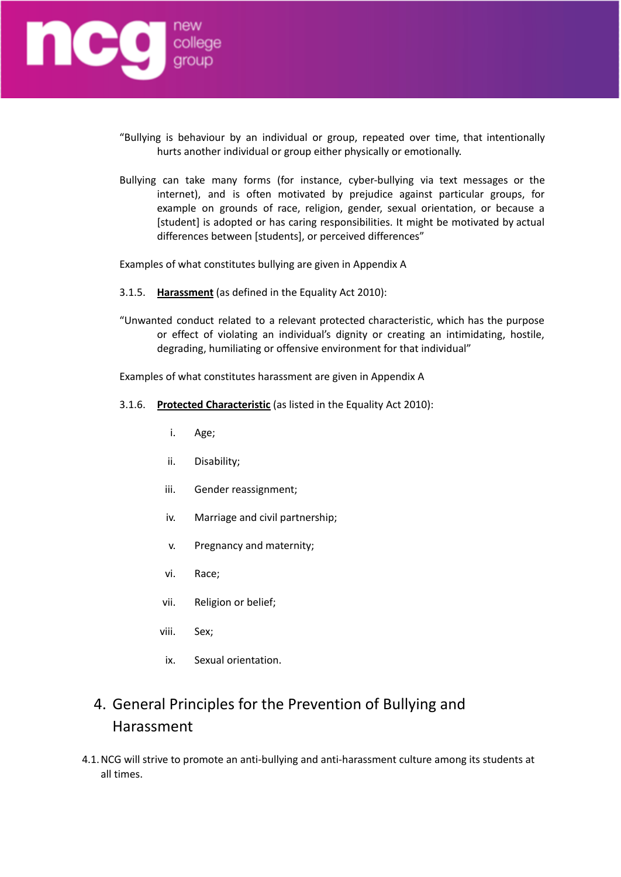"Bullying is behaviour by an individual or group, repeated over time, that intentionally hurts another individual or group either physically or emotionally.

Bullying can take many forms (for instance, cyber-bullying via text messages or the internet), and is often motivated by prejudice against particular groups, for example on grounds of race, religion, gender, sexual orientation, or because a [student] is adopted or has caring responsibilities. It might be motivated by actual differences between [students], or perceived differences"

Examples of what constitutes bullying are given in Appendix A

3.1.5. **Harassment** (as defined in the Equality Act 2010):

"Unwanted conduct related to a relevant protected characteristic, which has the purpose or effect of violating an individual's dignity or creating an intimidating, hostile, degrading, humiliating or offensive environment for that individual"

Examples of what constitutes harassment are given in Appendix A

3.1.6. **Protected Characteristic** (as listed in the Equality Act 2010):

i. Age;

ii. Disability;

iii. Gender reassignment;

iv. Marriage and civil partnership;

v. Pregnancy and maternity;

vi. Race;

vii. Religion or belief;

viii. Sex;

ix. Sexual orientation.

## 4. General Principles for the Prevention of Bullying and Harassment

4.1. NCG will strive to promote an anti-bullying and anti-harassment culture among its students at all times.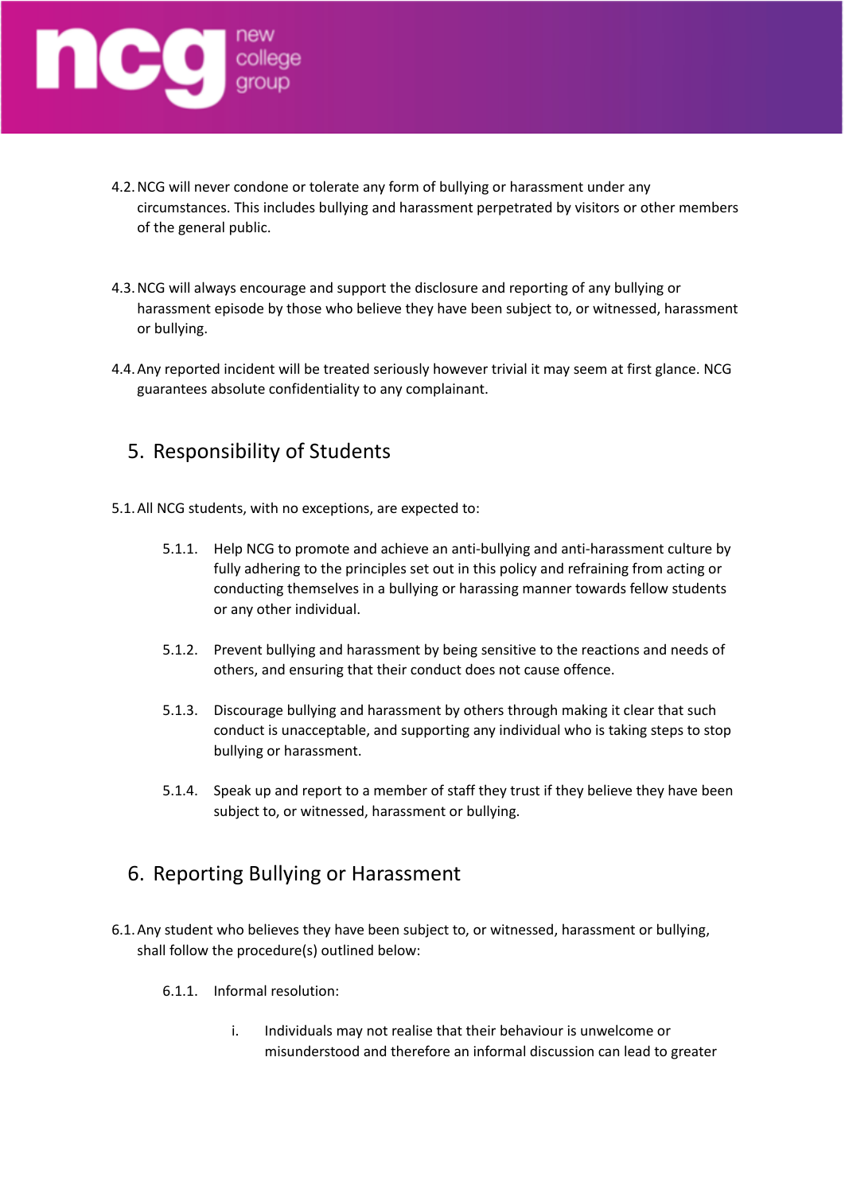4.2. NCG will never condone or tolerate any form of bullying or harassment under any circumstances. This includes bullying and harassment perpetrated by visitors or other members of the general public.

4.3. NCG will always encourage and support the disclosure and reporting of any bullying or harassment episode by those who believe they have been subject to, or witnessed, harassment or bullying.

4.4. Any reported incident will be treated seriously however trivial it may seem at first glance. NCG guarantees absolute confidentiality to any complainant.

## 5. Responsibility of Students

5.1. All NCG students, with no exceptions, are expected to:

5.1.1. Help NCG to promote and achieve an anti-bullying and anti-harassment culture by fully adhering to the principles set out in this policy and refraining from acting or conducting themselves in a bullying or harassing manner towards fellow students or any other individual.

5.1.2. Prevent bullying and harassment by being sensitive to the reactions and needs of others, and ensuring that their conduct does not cause offence.

5.1.3. Discourage bullying and harassment by others through making it clear that such conduct is unacceptable, and supporting any individual who is taking steps to stop bullying or harassment.

5.1.4. Speak up and report to a member of staff they trust if they believe they have been subject to, or witnessed, harassment or bullying.

## 6. Reporting Bullying or Harassment

6.1. Any student who believes they have been subject to, or witnessed, harassment or bullying, shall follow the procedure(s) outlined below:

6.1.1. Informal resolution:

i. Individuals may not realise that their behaviour is unwelcome or misunderstood and therefore an informal discussion can lead to greater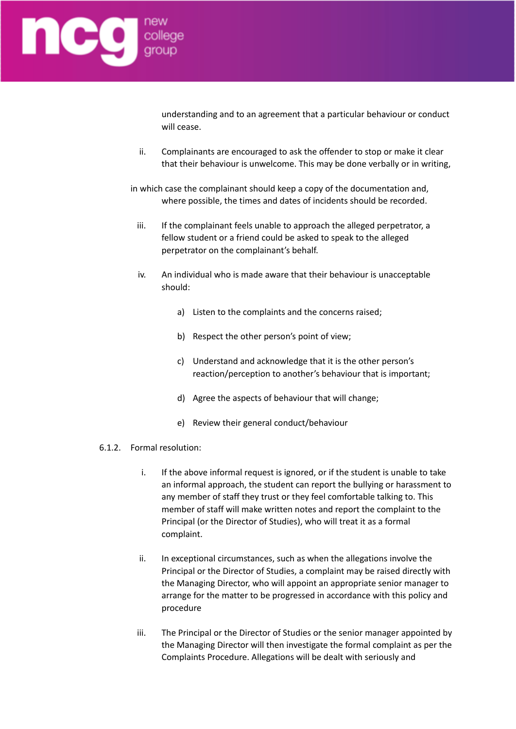understanding and to an agreement that a particular behaviour or conduct will cease.

ii. Complainants are encouraged to ask the offender to stop or make it clear that their behaviour is unwelcome. This may be done verbally or in writing, in which case the complainant should keep a copy of the documentation and, where possible, the times and dates of incidents should be recorded.

iii. If the complainant feels unable to approach the alleged perpetrator, a fellow student or a friend could be asked to speak to the alleged perpetrator on the complainant's behalf.

iv. An individual who is made aware that their behaviour is unacceptable should:

   a) Listen to the complaints and the concerns raised;

   b) Respect the other person's point of view;

   c) Understand and acknowledge that it is the other person's reaction/perception to another's behaviour that is important;

   d) Agree the aspects of behaviour that will change;

   e) Review their general conduct/behaviour

6.1.2. Formal resolution:

i. If the above informal request is ignored, or if the student is unable to take an informal approach, the student can report the bullying or harassment to any member of staff they trust or they feel comfortable talking to. This member of staff will make written notes and report the complaint to the Principal (or the Director of Studies), who will treat it as a formal complaint.

ii. In exceptional circumstances, such as when the allegations involve the Principal or the Director of Studies, a complaint may be raised directly with the Managing Director, who will appoint an appropriate senior manager to arrange for the matter to be progressed in accordance with this policy and procedure

iii. The Principal or the Director of Studies or the senior manager appointed by the Managing Director will then investigate the formal complaint as per the Complaints Procedure. Allegations will be dealt with seriously and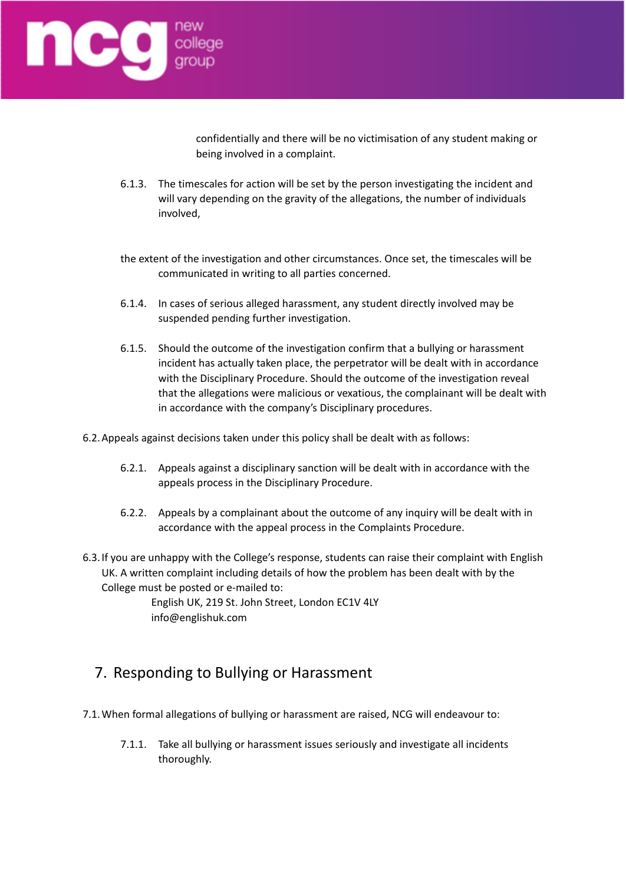confidentially and there will be no victimisation of any student making or being involved in a complaint.

6.1.3. The timescales for action will be set by the person investigating the incident and will vary depending on the gravity of the allegations, the number of individuals involved,

the extent of the investigation and other circumstances. Once set, the timescales will be communicated in writing to all parties concerned.

6.1.4. In cases of serious alleged harassment, any student directly involved may be suspended pending further investigation.

6.1.5. Should the outcome of the investigation confirm that a bullying or harassment incident has actually taken place, the perpetrator will be dealt with in accordance with the Disciplinary Procedure. Should the outcome of the investigation reveal that the allegations were malicious or vexatious, the complainant will be dealt with in accordance with the company's Disciplinary procedures.

6.2. Appeals against decisions taken under this policy shall be dealt with as follows:

6.2.1. Appeals against a disciplinary sanction will be dealt with in accordance with the appeals process in the Disciplinary Procedure.

6.2.2. Appeals by a complainant about the outcome of any inquiry will be dealt with in accordance with the appeal process in the Complaints Procedure.

6.3. If you are unhappy with the College's response, students can raise their complaint with English UK. A written complaint including details of how the problem has been dealt with by the College must be posted or e-mailed to:

English UK, 219 St. John Street, London EC1V 4LY
info@englishuk.com

## 7. Responding to Bullying or Harassment

7.1. When formal allegations of bullying or harassment are raised, NCG will endeavour to:

7.1.1. Take all bullying or harassment issues seriously and investigate all incidents thoroughly.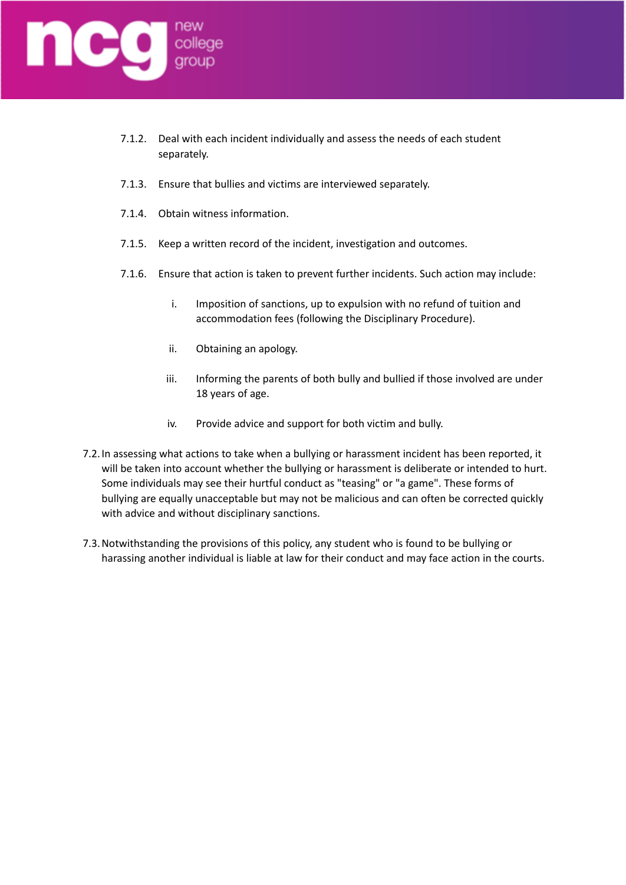7.1.2. Deal with each incident individually and assess the needs of each student separately.

7.1.3. Ensure that bullies and victims are interviewed separately.

7.1.4. Obtain witness information.

7.1.5. Keep a written record of the incident, investigation and outcomes.

7.1.6. Ensure that action is taken to prevent further incidents. Such action may include:

   i. Imposition of sanctions, up to expulsion with no refund of tuition and accommodation fees (following the Disciplinary Procedure).

   ii. Obtaining an apology.

   iii. Informing the parents of both bully and bullied if those involved are under 18 years of age.

   iv. Provide advice and support for both victim and bully.

7.2. In assessing what actions to take when a bullying or harassment incident has been reported, it will be taken into account whether the bullying or harassment is deliberate or intended to hurt. Some individuals may see their hurtful conduct as "teasing" or "a game". These forms of bullying are equally unacceptable but may not be malicious and can often be corrected quickly with advice and without disciplinary sanctions.

7.3. Notwithstanding the provisions of this policy, any student who is found to be bullying or harassing another individual is liable at law for their conduct and may face action in the courts.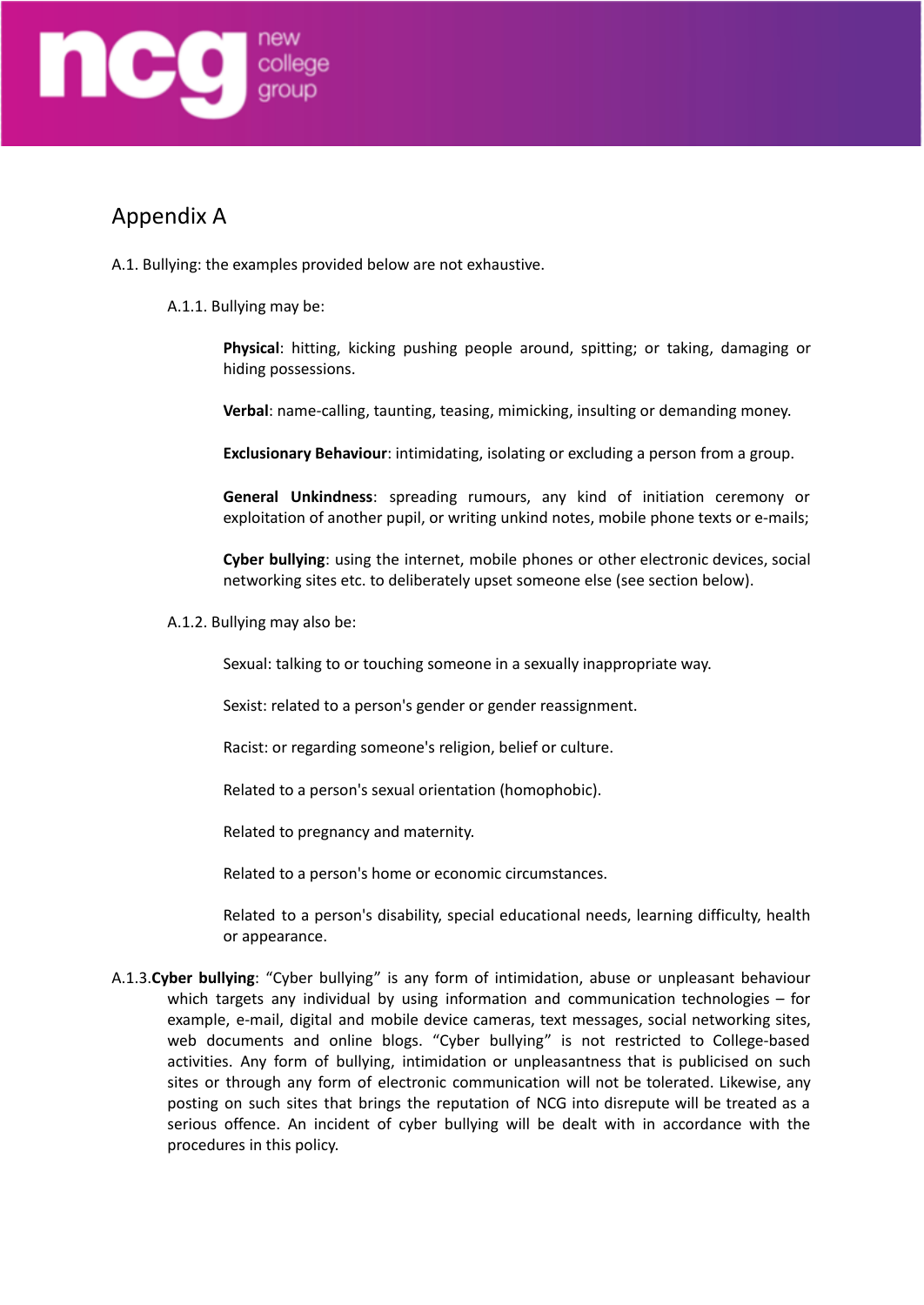## Appendix A

A.1. Bullying: the examples provided below are not exhaustive.

A.1.1. Bullying may be:

**Physical**: hitting, kicking pushing people around, spitting; or taking, damaging or hiding possessions.

**Verbal**: name-calling, taunting, teasing, mimicking, insulting or demanding money.

**Exclusionary Behaviour**: intimidating, isolating or excluding a person from a group.

**General Unkindness**: spreading rumours, any kind of initiation ceremony or exploitation of another pupil, or writing unkind notes, mobile phone texts or e-mails;

**Cyber bullying**: using the internet, mobile phones or other electronic devices, social networking sites etc. to deliberately upset someone else (see section below).

A.1.2. Bullying may also be:

Sexual: talking to or touching someone in a sexually inappropriate way.

Sexist: related to a person's gender or gender reassignment.

Racist: or regarding someone's religion, belief or culture.

Related to a person's sexual orientation (homophobic).

Related to pregnancy and maternity.

Related to a person's home or economic circumstances.

Related to a person's disability, special educational needs, learning difficulty, health or appearance.

A.1.3.**Cyber bullying**: "Cyber bullying" is any form of intimidation, abuse or unpleasant behaviour which targets any individual by using information and communication technologies – for example, e-mail, digital and mobile device cameras, text messages, social networking sites, web documents and online blogs. "Cyber bullying" is not restricted to College-based activities. Any form of bullying, intimidation or unpleasantness that is publicised on such sites or through any form of electronic communication will not be tolerated. Likewise, any posting on such sites that brings the reputation of NCG into disrepute will be treated as a serious offence. An incident of cyber bullying will be dealt with in accordance with the procedures in this policy.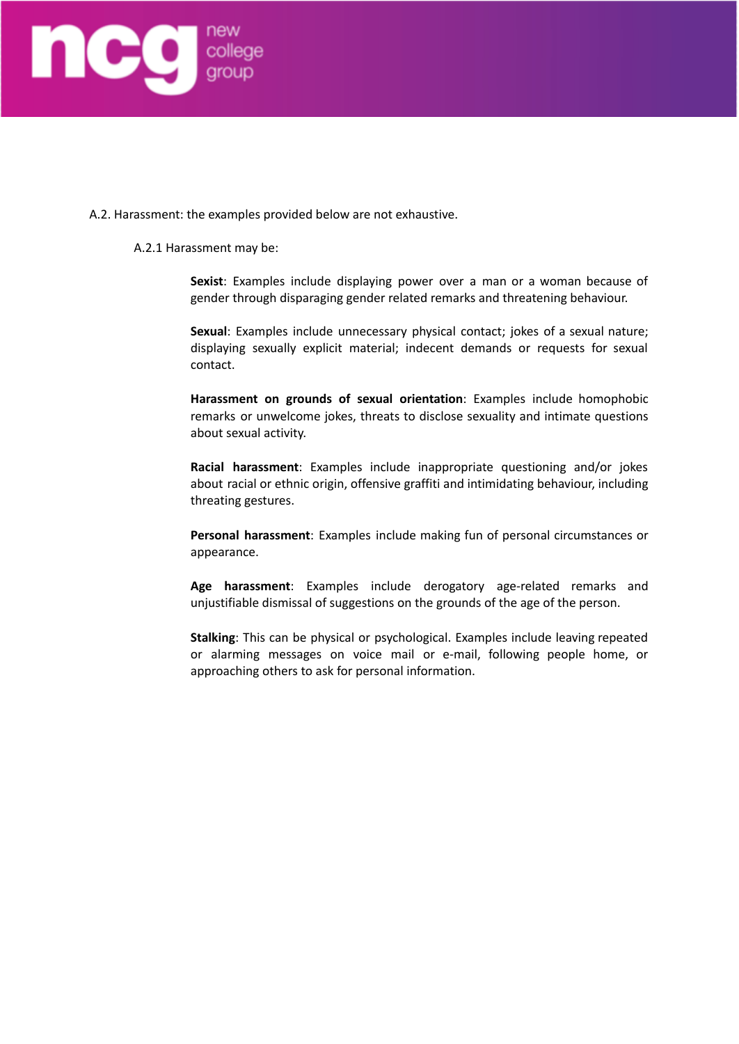A.2. Harassment: the examples provided below are not exhaustive.

A.2.1 Harassment may be:

**Sexist**: Examples include displaying power over a man or a woman because of gender through disparaging gender related remarks and threatening behaviour.

**Sexual**: Examples include unnecessary physical contact; jokes of a sexual nature; displaying sexually explicit material; indecent demands or requests for sexual contact.

**Harassment on grounds of sexual orientation**: Examples include homophobic remarks or unwelcome jokes, threats to disclose sexuality and intimate questions about sexual activity.

**Racial harassment**: Examples include inappropriate questioning and/or jokes about racial or ethnic origin, offensive graffiti and intimidating behaviour, including threating gestures.

**Personal harassment**: Examples include making fun of personal circumstances or appearance.

**Age harassment**: Examples include derogatory age-related remarks and unjustifiable dismissal of suggestions on the grounds of the age of the person.

**Stalking**: This can be physical or psychological. Examples include leaving repeated or alarming messages on voice mail or e-mail, following people home, or approaching others to ask for personal information.